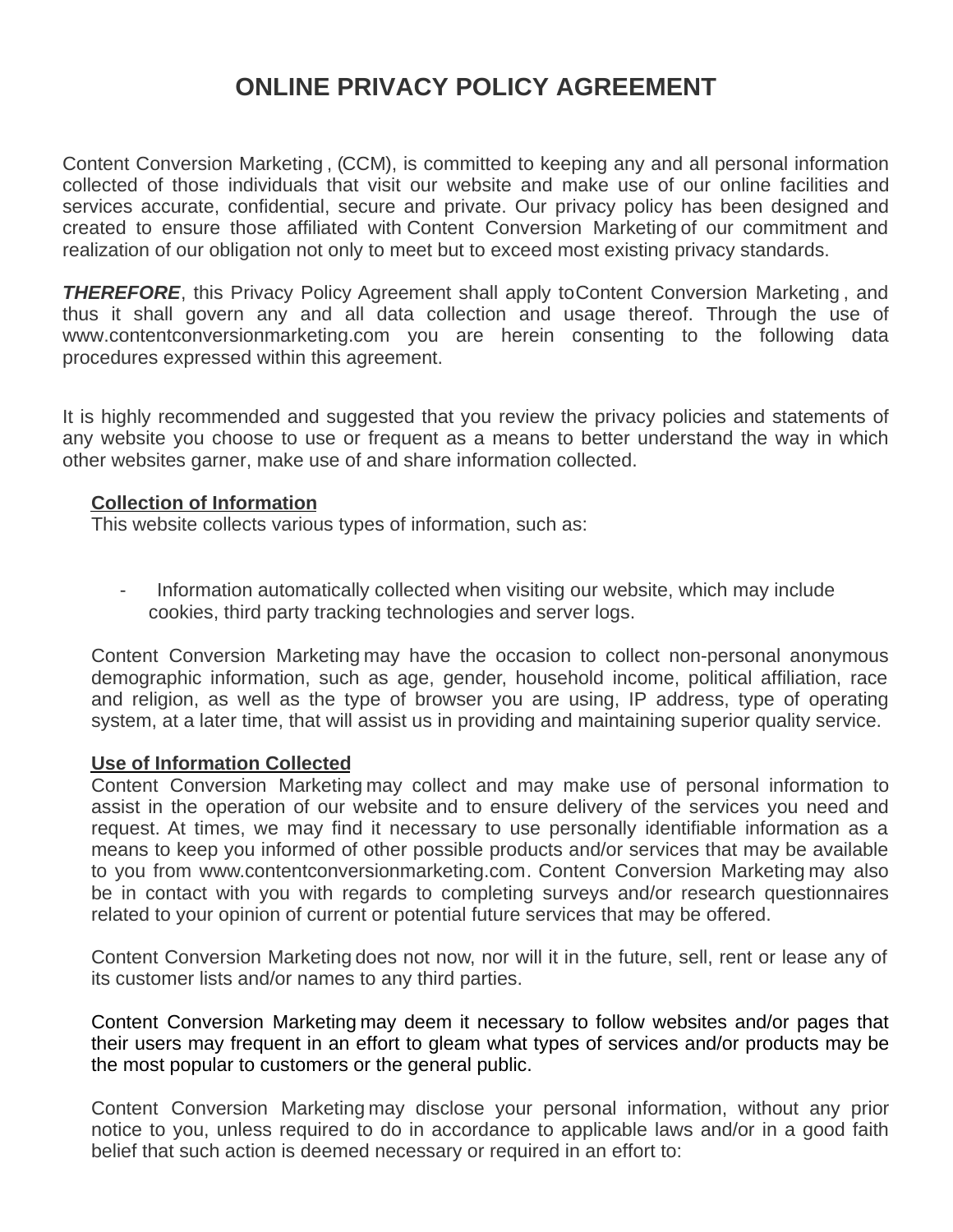# ONLINE PRIVACY POLICY AGREEMENT

Content Conversion Marketing, (CCM), is committed to keeping any and all personal information collected of those individuals that visit our website and make use of our online facilities and services accurate, confidential, secure and private. Our privacy policy has been designed and created to ensure those affiliated with Content Conversion Marketing of our commitment and realization of our obligation not only to meet but to exceed most existing privacy standards.

***THEREFORE***, this Privacy Policy Agreement shall apply to Content Conversion Marketing, and thus it shall govern any and all data collection and usage thereof. Through the use of www.contentconversionmarketing.com you are herein consenting to the following data procedures expressed within this agreement.

It is highly recommended and suggested that you review the privacy policies and statements of any website you choose to use or frequent as a means to better understand the way in which other websites garner, make use of and share information collected.

**Collection of Information**

This website collects various types of information, such as:

- Information automatically collected when visiting our website, which may include cookies, third party tracking technologies and server logs.

Content Conversion Marketing may have the occasion to collect non-personal anonymous demographic information, such as age, gender, household income, political affiliation, race and religion, as well as the type of browser you are using, IP address, type of operating system, at a later time, that will assist us in providing and maintaining superior quality service.

**Use of Information Collected**

Content Conversion Marketing may collect and may make use of personal information to assist in the operation of our website and to ensure delivery of the services you need and request. At times, we may find it necessary to use personally identifiable information as a means to keep you informed of other possible products and/or services that may be available to you from www.contentconversionmarketing.com. Content Conversion Marketing may also be in contact with you with regards to completing surveys and/or research questionnaires related to your opinion of current or potential future services that may be offered.

Content Conversion Marketing does not now, nor will it in the future, sell, rent or lease any of its customer lists and/or names to any third parties.

Content Conversion Marketing may deem it necessary to follow websites and/or pages that their users may frequent in an effort to gleam what types of services and/or products may be the most popular to customers or the general public.

Content Conversion Marketing may disclose your personal information, without any prior notice to you, unless required to do in accordance to applicable laws and/or in a good faith belief that such action is deemed necessary or required in an effort to: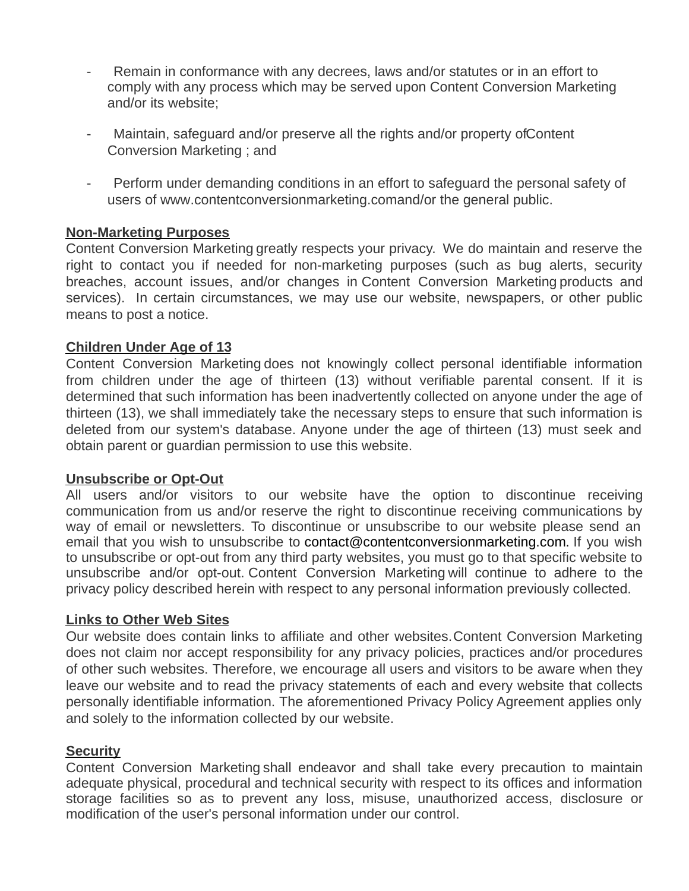- Remain in conformance with any decrees, laws and/or statutes or in an effort to comply with any process which may be served upon Content Conversion Marketing and/or its website;
- Maintain, safeguard and/or preserve all the rights and/or property ofContent Conversion Marketing ; and
- Perform under demanding conditions in an effort to safeguard the personal safety of users of www.contentconversionmarketing.comand/or the general public.

**Non-Marketing Purposes**

Content Conversion Marketing greatly respects your privacy. We do maintain and reserve the right to contact you if needed for non-marketing purposes (such as bug alerts, security breaches, account issues, and/or changes in Content Conversion Marketing products and services). In certain circumstances, we may use our website, newspapers, or other public means to post a notice.

**Children Under Age of 13**

Content Conversion Marketing does not knowingly collect personal identifiable information from children under the age of thirteen (13) without verifiable parental consent. If it is determined that such information has been inadvertently collected on anyone under the age of thirteen (13), we shall immediately take the necessary steps to ensure that such information is deleted from our system's database. Anyone under the age of thirteen (13) must seek and obtain parent or guardian permission to use this website.

**Unsubscribe or Opt-Out**

All users and/or visitors to our website have the option to discontinue receiving communication from us and/or reserve the right to discontinue receiving communications by way of email or newsletters. To discontinue or unsubscribe to our website please send an email that you wish to unsubscribe to contact@contentconversionmarketing.com. If you wish to unsubscribe or opt-out from any third party websites, you must go to that specific website to unsubscribe and/or opt-out. Content Conversion Marketing will continue to adhere to the privacy policy described herein with respect to any personal information previously collected.

**Links to Other Web Sites**

Our website does contain links to affiliate and other websites.Content Conversion Marketing does not claim nor accept responsibility for any privacy policies, practices and/or procedures of other such websites. Therefore, we encourage all users and visitors to be aware when they leave our website and to read the privacy statements of each and every website that collects personally identifiable information. The aforementioned Privacy Policy Agreement applies only and solely to the information collected by our website.

**Security**

Content Conversion Marketing shall endeavor and shall take every precaution to maintain adequate physical, procedural and technical security with respect to its offices and information storage facilities so as to prevent any loss, misuse, unauthorized access, disclosure or modification of the user's personal information under our control.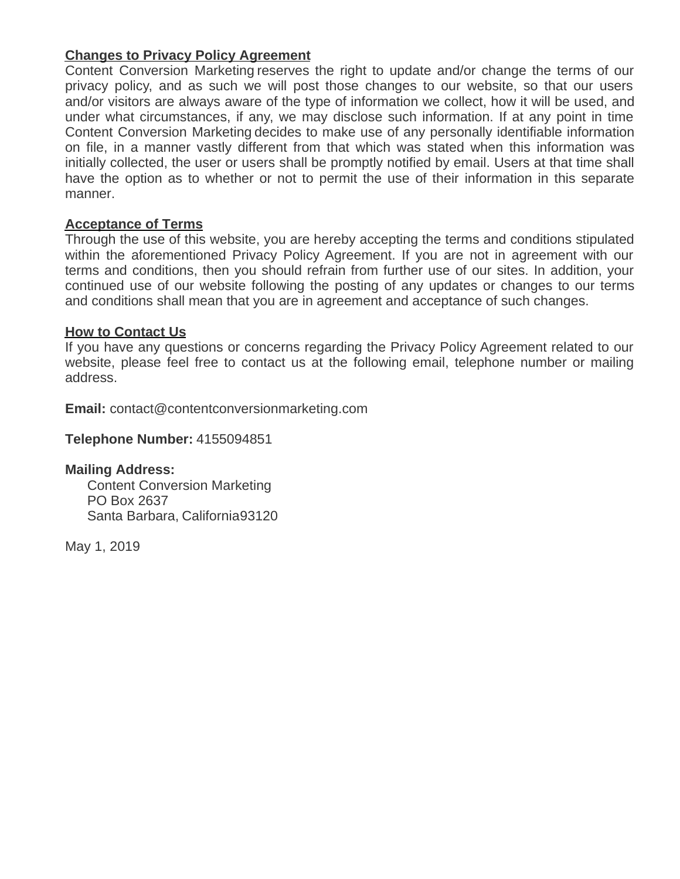**Changes to Privacy Policy Agreement**

Content Conversion Marketing reserves the right to update and/or change the terms of our privacy policy, and as such we will post those changes to our website, so that our users and/or visitors are always aware of the type of information we collect, how it will be used, and under what circumstances, if any, we may disclose such information. If at any point in time Content Conversion Marketing decides to make use of any personally identifiable information on file, in a manner vastly different from that which was stated when this information was initially collected, the user or users shall be promptly notified by email. Users at that time shall have the option as to whether or not to permit the use of their information in this separate manner.

**Acceptance of Terms**

Through the use of this website, you are hereby accepting the terms and conditions stipulated within the aforementioned Privacy Policy Agreement. If you are not in agreement with our terms and conditions, then you should refrain from further use of our sites. In addition, your continued use of our website following the posting of any updates or changes to our terms and conditions shall mean that you are in agreement and acceptance of such changes.

**How to Contact Us**

If you have any questions or concerns regarding the Privacy Policy Agreement related to our website, please feel free to contact us at the following email, telephone number or mailing address.

**Email:** contact@contentconversionmarketing.com

**Telephone Number:** 4155094851

**Mailing Address:**
Content Conversion Marketing
PO Box 2637
Santa Barbara, California93120

May 1, 2019